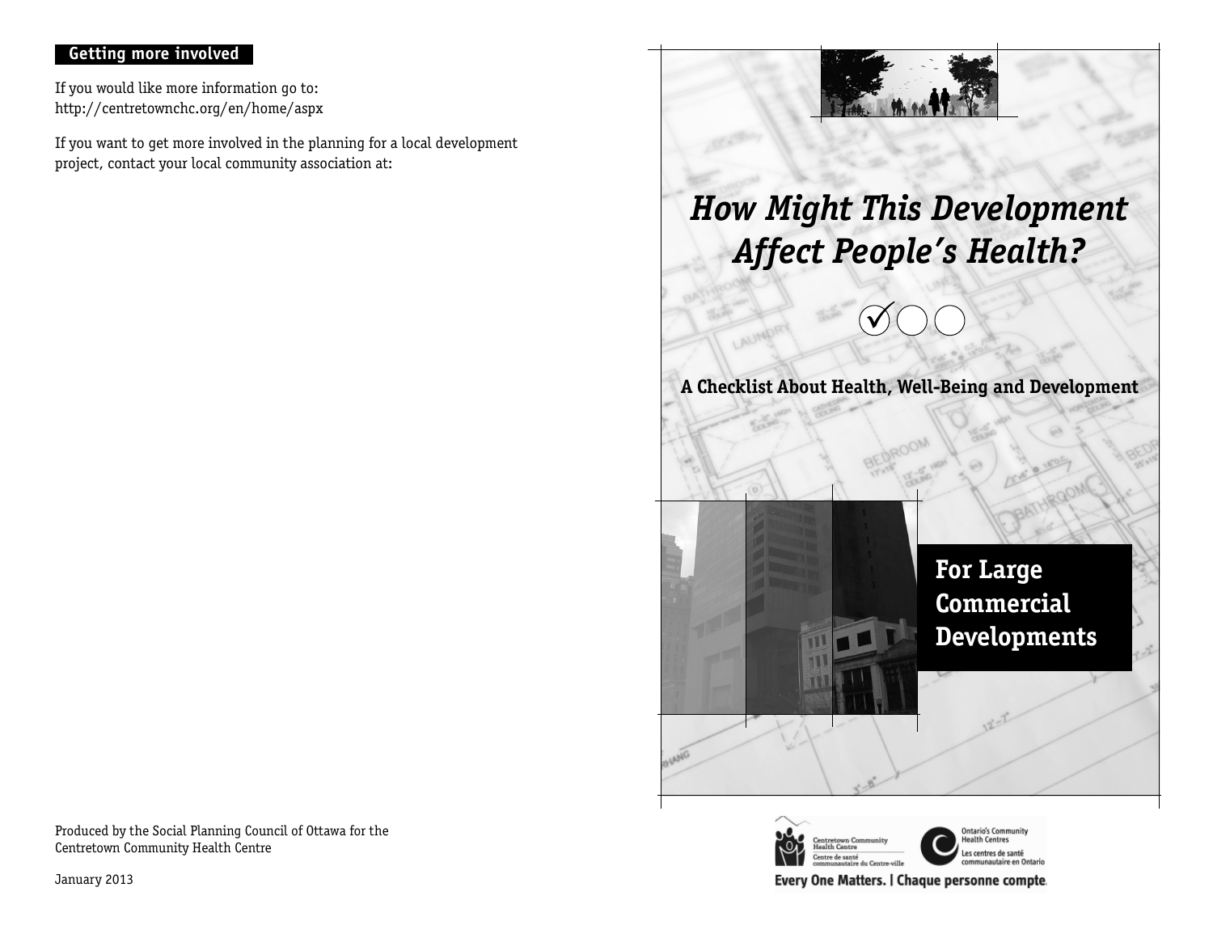## Getting more involved

If you would like more information go to:
http://centretownchc.org/en/home/aspx

If you want to get more involved in the planning for a local development project, contact your local community association at:

Produced by the Social Planning Council of Ottawa for the Centretown Community Health Centre

January 2013

# *How Might This Development Affect People's Health?*

**A Checklist About Health, Well-Being and Development**

## For Large Commercial Developments

Centretown Community Health Centre
Centre de santé communautaire du Centre-ville

Ontario's Community Health Centres
Les centres de santé communautaire en Ontario

Every One Matters. | Chaque personne compte.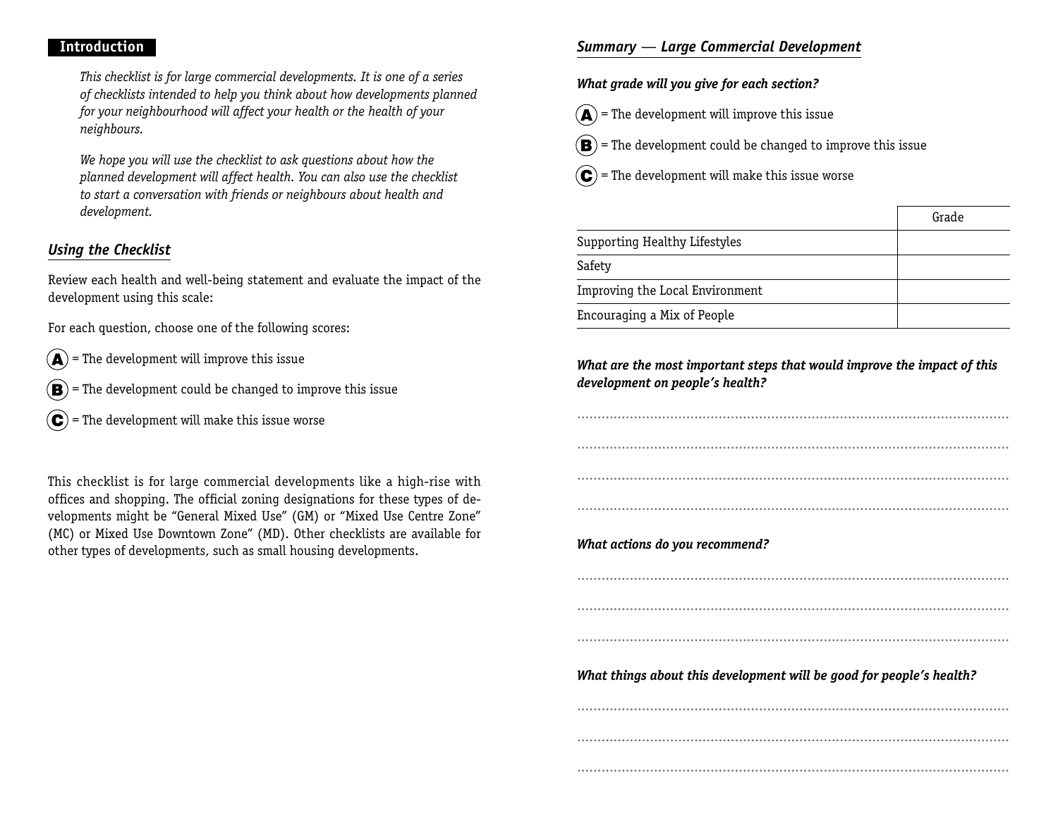## Introduction

*This checklist is for large commercial developments. It is one of a series of checklists intended to help you think about how developments planned for your neighbourhood will affect your health or the health of your neighbours.*

*We hope you will use the checklist to ask questions about how the planned development will affect health. You can also use the checklist to start a conversation with friends or neighbours about health and development.*

### *Using the Checklist*

Review each health and well-being statement and evaluate the impact of the development using this scale:

For each question, choose one of the following scores:

- **(A)** = The development will improve this issue
- **(B)** = The development could be changed to improve this issue
- **(C)** = The development will make this issue worse

This checklist is for large commercial developments like a high-rise with offices and shopping. The official zoning designations for these types of developments might be "General Mixed Use" (GM) or "Mixed Use Centre Zone" (MC) or Mixed Use Downtown Zone" (MD). Other checklists are available for other types of developments, such as small housing developments.

### *Summary — Large Commercial Development*

***What grade will you give for each section?***

- **(A)** = The development will improve this issue
- **(B)** = The development could be changed to improve this issue
- **(C)** = The development will make this issue worse

| | Grade |
|---|---|
| Supporting Healthy Lifestyles | |
| Safety | |
| Improving the Local Environment | |
| Encouraging a Mix of People | |

***What are the most important steps that would improve the impact of this development on people's health?***

..............................................................................................................

..............................................................................................................

..............................................................................................................

..............................................................................................................

***What actions do you recommend?***

..............................................................................................................

..............................................................................................................

..............................................................................................................

***What things about this development will be good for people's health?***

..............................................................................................................

..............................................................................................................

..............................................................................................................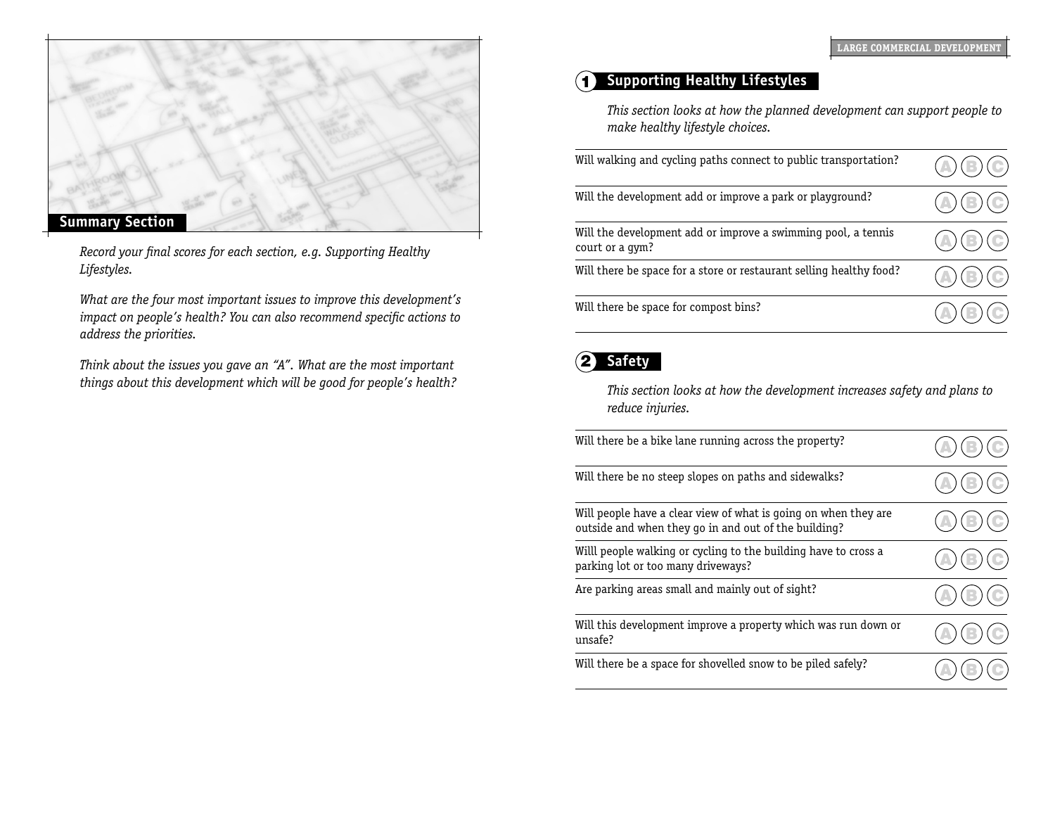## Summary Section

*Record your final scores for each section, e.g. Supporting Healthy Lifestyles.*

*What are the four most important issues to improve this development's impact on people's health? You can also recommend specific actions to address the priorities.*

*Think about the issues you gave an "A". What are the most important things about this development which will be good for people's health?*

## 1 Supporting Healthy Lifestyles

*This section looks at how the planned development can support people to make healthy lifestyle choices.*

| Question | Rating |
|---|---|
| Will walking and cycling paths connect to public transportation? | A B C |
| Will the development add or improve a park or playground? | A B C |
| Will the development add or improve a swimming pool, a tennis court or a gym? | A B C |
| Will there be space for a store or restaurant selling healthy food? | A B C |
| Will there be space for compost bins? | A B C |

## 2 Safety

*This section looks at how the development increases safety and plans to reduce injuries.*

| Question | Rating |
|---|---|
| Will there be a bike lane running across the property? | A B C |
| Will there be no steep slopes on paths and sidewalks? | A B C |
| Will people have a clear view of what is going on when they are outside and when they go in and out of the building? | A B C |
| Willl people walking or cycling to the building have to cross a parking lot or too many driveways? | A B C |
| Are parking areas small and mainly out of sight? | A B C |
| Will this development improve a property which was run down or unsafe? | A B C |
| Will there be a space for shovelled snow to be piled safely? | A B C |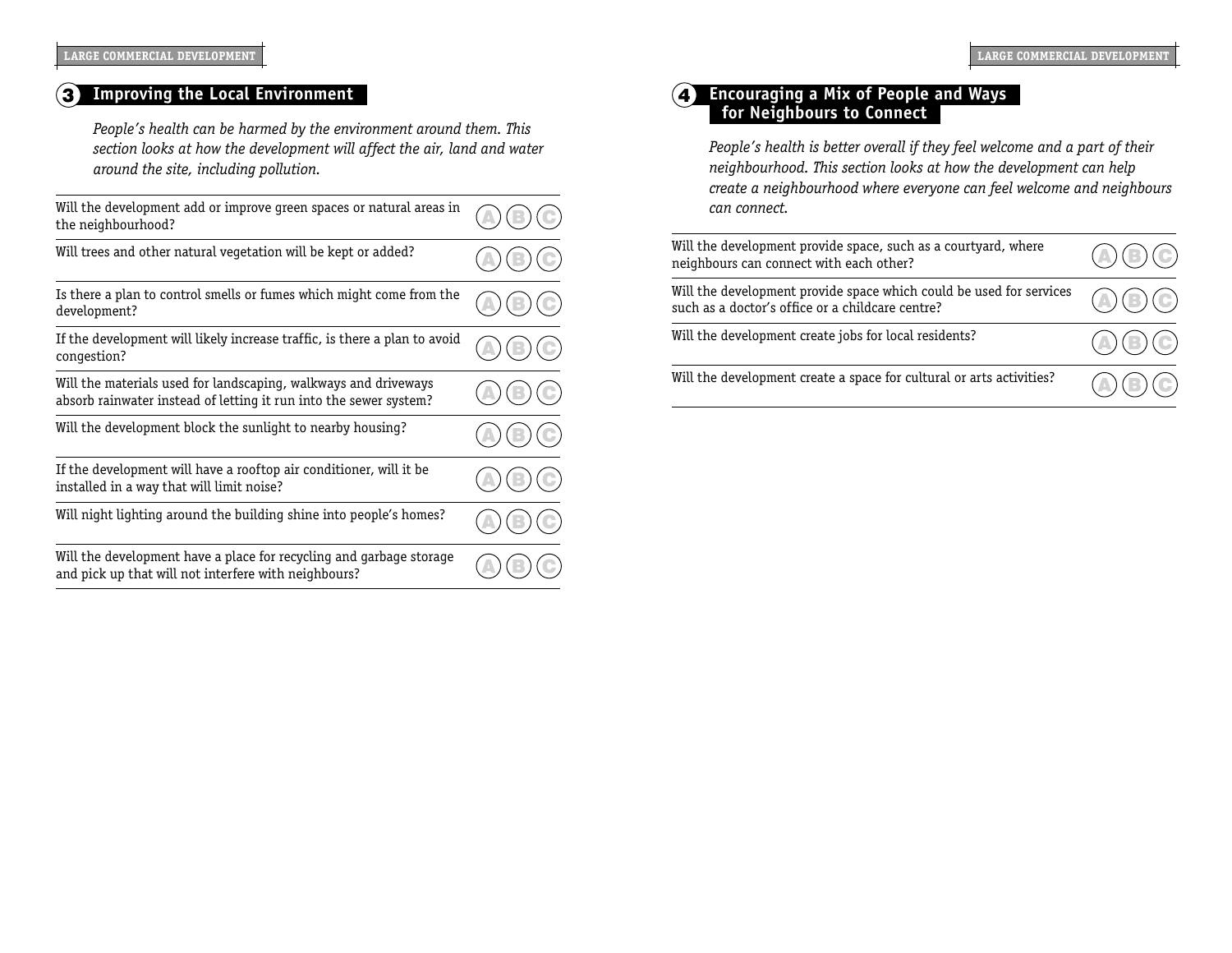## 3 Improving the Local Environment

*People's health can be harmed by the environment around them. This section looks at how the development will affect the air, land and water around the site, including pollution.*

| | |
|---|---|
| Will the development add or improve green spaces or natural areas in the neighbourhood? | A B C |
| Will trees and other natural vegetation will be kept or added? | A B C |
| Is there a plan to control smells or fumes which might come from the development? | A B C |
| If the development will likely increase traffic, is there a plan to avoid congestion? | A B C |
| Will the materials used for landscaping, walkways and driveways absorb rainwater instead of letting it run into the sewer system? | A B C |
| Will the development block the sunlight to nearby housing? | A B C |
| If the development will have a rooftop air conditioner, will it be installed in a way that will limit noise? | A B C |
| Will night lighting around the building shine into people's homes? | A B C |
| Will the development have a place for recycling and garbage storage and pick up that will not interfere with neighbours? | A B C |

## 4 Encouraging a Mix of People and Ways for Neighbours to Connect

*People's health is better overall if they feel welcome and a part of their neighbourhood. This section looks at how the development can help create a neighbourhood where everyone can feel welcome and neighbours can connect.*

| | |
|---|---|
| Will the development provide space, such as a courtyard, where neighbours can connect with each other? | A B C |
| Will the development provide space which could be used for services such as a doctor's office or a childcare centre? | A B C |
| Will the development create jobs for local residents? | A B C |
| Will the development create a space for cultural or arts activities? | A B C |